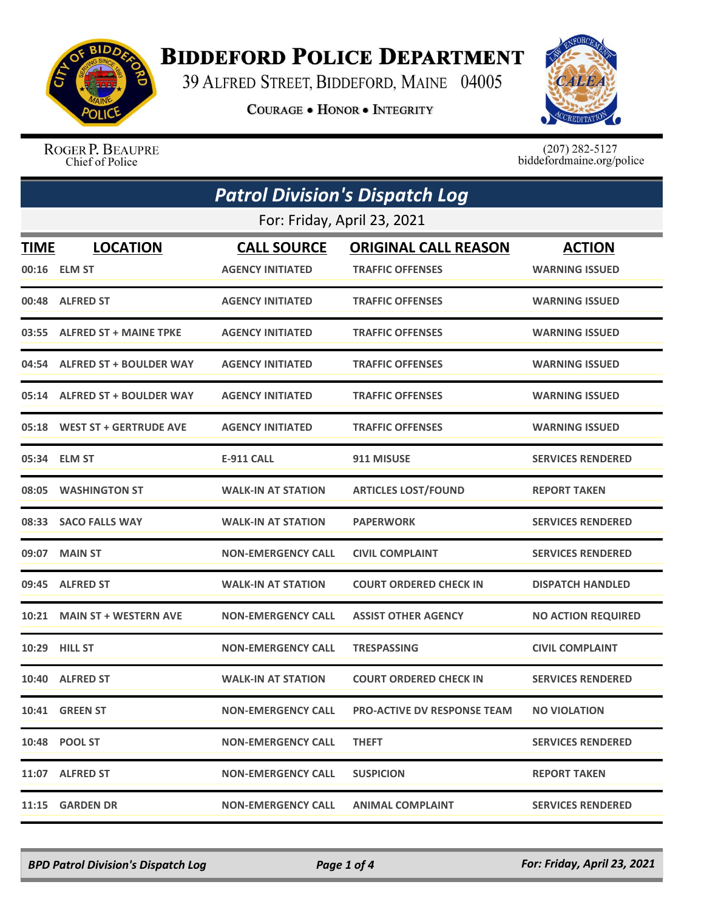# BIDDEFORD POLICE DEPARTMENT

39 ALFRED STREET, BIDDEFORD, MAINE 04005

COURAGE • HONOR • INTEGRITY

ROGER P. BEAUPRE
Chief of Police

(207) 282-5127
biddefordmaine.org/police

## *Patrol Division's Dispatch Log*

For: Friday, April 23, 2021

| TIME | LOCATION | CALL SOURCE | ORIGINAL CALL REASON | ACTION |
|---|---|---|---|---|
| 00:16 | ELM ST | AGENCY INITIATED | TRAFFIC OFFENSES | WARNING ISSUED |
| 00:48 | ALFRED ST | AGENCY INITIATED | TRAFFIC OFFENSES | WARNING ISSUED |
| 03:55 | ALFRED ST + MAINE TPKE | AGENCY INITIATED | TRAFFIC OFFENSES | WARNING ISSUED |
| 04:54 | ALFRED ST + BOULDER WAY | AGENCY INITIATED | TRAFFIC OFFENSES | WARNING ISSUED |
| 05:14 | ALFRED ST + BOULDER WAY | AGENCY INITIATED | TRAFFIC OFFENSES | WARNING ISSUED |
| 05:18 | WEST ST + GERTRUDE AVE | AGENCY INITIATED | TRAFFIC OFFENSES | WARNING ISSUED |
| 05:34 | ELM ST | E-911 CALL | 911 MISUSE | SERVICES RENDERED |
| 08:05 | WASHINGTON ST | WALK-IN AT STATION | ARTICLES LOST/FOUND | REPORT TAKEN |
| 08:33 | SACO FALLS WAY | WALK-IN AT STATION | PAPERWORK | SERVICES RENDERED |
| 09:07 | MAIN ST | NON-EMERGENCY CALL | CIVIL COMPLAINT | SERVICES RENDERED |
| 09:45 | ALFRED ST | WALK-IN AT STATION | COURT ORDERED CHECK IN | DISPATCH HANDLED |
| 10:21 | MAIN ST + WESTERN AVE | NON-EMERGENCY CALL | ASSIST OTHER AGENCY | NO ACTION REQUIRED |
| 10:29 | HILL ST | NON-EMERGENCY CALL | TRESPASSING | CIVIL COMPLAINT |
| 10:40 | ALFRED ST | WALK-IN AT STATION | COURT ORDERED CHECK IN | SERVICES RENDERED |
| 10:41 | GREEN ST | NON-EMERGENCY CALL | PRO-ACTIVE DV RESPONSE TEAM | NO VIOLATION |
| 10:48 | POOL ST | NON-EMERGENCY CALL | THEFT | SERVICES RENDERED |
| 11:07 | ALFRED ST | NON-EMERGENCY CALL | SUSPICION | REPORT TAKEN |
| 11:15 | GARDEN DR | NON-EMERGENCY CALL | ANIMAL COMPLAINT | SERVICES RENDERED |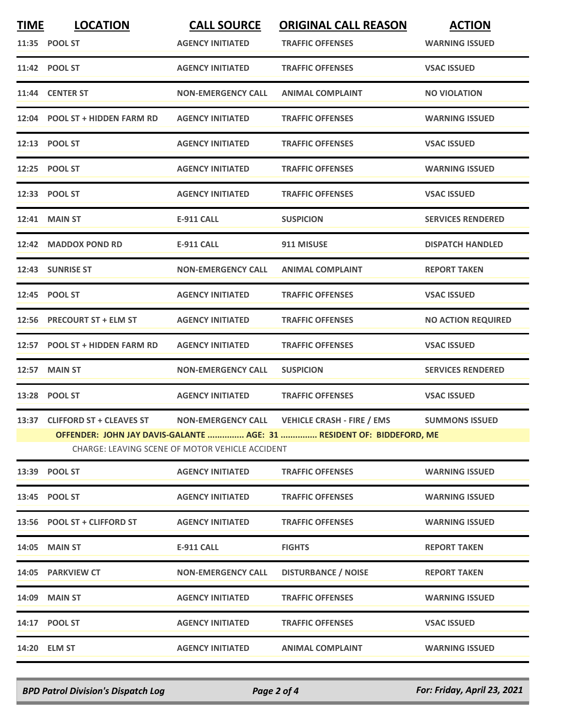| TIME | LOCATION | CALL SOURCE | ORIGINAL CALL REASON | ACTION |
|---|---|---|---|---|
| 11:35 | POOL ST | AGENCY INITIATED | TRAFFIC OFFENSES | WARNING ISSUED |
| 11:42 | POOL ST | AGENCY INITIATED | TRAFFIC OFFENSES | VSAC ISSUED |
| 11:44 | CENTER ST | NON-EMERGENCY CALL | ANIMAL COMPLAINT | NO VIOLATION |
| 12:04 | POOL ST + HIDDEN FARM RD | AGENCY INITIATED | TRAFFIC OFFENSES | WARNING ISSUED |
| 12:13 | POOL ST | AGENCY INITIATED | TRAFFIC OFFENSES | VSAC ISSUED |
| 12:25 | POOL ST | AGENCY INITIATED | TRAFFIC OFFENSES | WARNING ISSUED |
| 12:33 | POOL ST | AGENCY INITIATED | TRAFFIC OFFENSES | VSAC ISSUED |
| 12:41 | MAIN ST | E-911 CALL | SUSPICION | SERVICES RENDERED |
| 12:42 | MADDOX POND RD | E-911 CALL | 911 MISUSE | DISPATCH HANDLED |
| 12:43 | SUNRISE ST | NON-EMERGENCY CALL | ANIMAL COMPLAINT | REPORT TAKEN |
| 12:45 | POOL ST | AGENCY INITIATED | TRAFFIC OFFENSES | VSAC ISSUED |
| 12:56 | PRECOURT ST + ELM ST | AGENCY INITIATED | TRAFFIC OFFENSES | NO ACTION REQUIRED |
| 12:57 | POOL ST + HIDDEN FARM RD | AGENCY INITIATED | TRAFFIC OFFENSES | VSAC ISSUED |
| 12:57 | MAIN ST | NON-EMERGENCY CALL | SUSPICION | SERVICES RENDERED |
| 13:28 | POOL ST | AGENCY INITIATED | TRAFFIC OFFENSES | VSAC ISSUED |
| 13:37 | CLIFFORD ST + CLEAVES ST | NON-EMERGENCY CALL | VEHICLE CRASH - FIRE / EMS | SUMMONS ISSUED |
| | OFFENDER: JOHN JAY DAVIS-GALANTE ............... AGE: 31 ............... RESIDENT OF: BIDDEFORD, ME | | | |
| | CHARGE: LEAVING SCENE OF MOTOR VEHICLE ACCIDENT | | | |
| 13:39 | POOL ST | AGENCY INITIATED | TRAFFIC OFFENSES | WARNING ISSUED |
| 13:45 | POOL ST | AGENCY INITIATED | TRAFFIC OFFENSES | WARNING ISSUED |
| 13:56 | POOL ST + CLIFFORD ST | AGENCY INITIATED | TRAFFIC OFFENSES | WARNING ISSUED |
| 14:05 | MAIN ST | E-911 CALL | FIGHTS | REPORT TAKEN |
| 14:05 | PARKVIEW CT | NON-EMERGENCY CALL | DISTURBANCE / NOISE | REPORT TAKEN |
| 14:09 | MAIN ST | AGENCY INITIATED | TRAFFIC OFFENSES | WARNING ISSUED |
| 14:17 | POOL ST | AGENCY INITIATED | TRAFFIC OFFENSES | VSAC ISSUED |
| 14:20 | ELM ST | AGENCY INITIATED | ANIMAL COMPLAINT | WARNING ISSUED |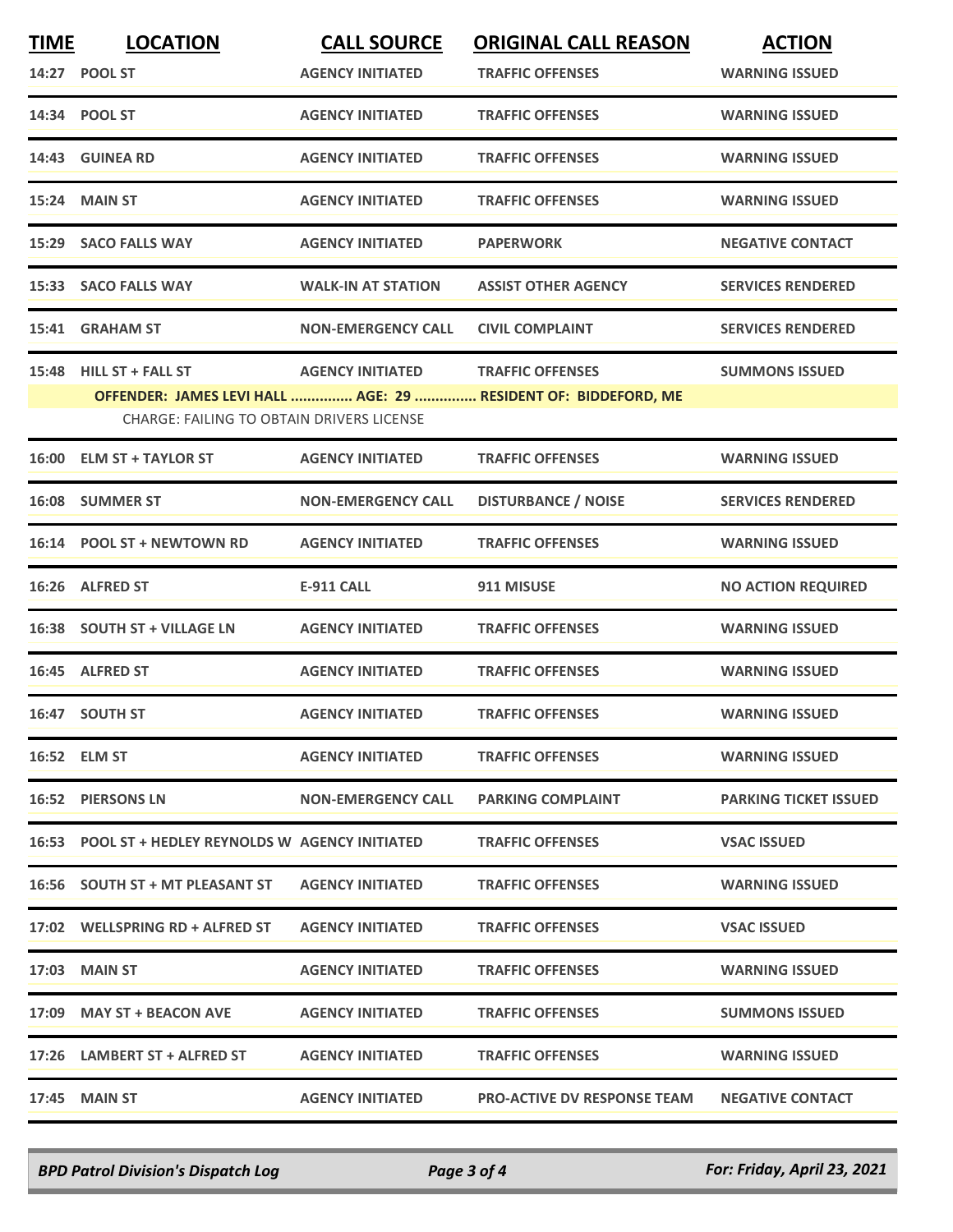| TIME | LOCATION | CALL SOURCE | ORIGINAL CALL REASON | ACTION |
|---|---|---|---|---|
| 14:27 | POOL ST | AGENCY INITIATED | TRAFFIC OFFENSES | WARNING ISSUED |
| 14:34 | POOL ST | AGENCY INITIATED | TRAFFIC OFFENSES | WARNING ISSUED |
| 14:43 | GUINEA RD | AGENCY INITIATED | TRAFFIC OFFENSES | WARNING ISSUED |
| 15:24 | MAIN ST | AGENCY INITIATED | TRAFFIC OFFENSES | WARNING ISSUED |
| 15:29 | SACO FALLS WAY | AGENCY INITIATED | PAPERWORK | NEGATIVE CONTACT |
| 15:33 | SACO FALLS WAY | WALK-IN AT STATION | ASSIST OTHER AGENCY | SERVICES RENDERED |
| 15:41 | GRAHAM ST | NON-EMERGENCY CALL | CIVIL COMPLAINT | SERVICES RENDERED |
| 15:48 | HILL ST + FALL ST | AGENCY INITIATED | TRAFFIC OFFENSES | SUMMONS ISSUED |
| | OFFENDER: JAMES LEVI HALL ............... AGE: 29 ............... RESIDENT OF: BIDDEFORD, ME | | | |
| | CHARGE: FAILING TO OBTAIN DRIVERS LICENSE | | | |
| 16:00 | ELM ST + TAYLOR ST | AGENCY INITIATED | TRAFFIC OFFENSES | WARNING ISSUED |
| 16:08 | SUMMER ST | NON-EMERGENCY CALL | DISTURBANCE / NOISE | SERVICES RENDERED |
| 16:14 | POOL ST + NEWTOWN RD | AGENCY INITIATED | TRAFFIC OFFENSES | WARNING ISSUED |
| 16:26 | ALFRED ST | E-911 CALL | 911 MISUSE | NO ACTION REQUIRED |
| 16:38 | SOUTH ST + VILLAGE LN | AGENCY INITIATED | TRAFFIC OFFENSES | WARNING ISSUED |
| 16:45 | ALFRED ST | AGENCY INITIATED | TRAFFIC OFFENSES | WARNING ISSUED |
| 16:47 | SOUTH ST | AGENCY INITIATED | TRAFFIC OFFENSES | WARNING ISSUED |
| 16:52 | ELM ST | AGENCY INITIATED | TRAFFIC OFFENSES | WARNING ISSUED |
| 16:52 | PIERSONS LN | NON-EMERGENCY CALL | PARKING COMPLAINT | PARKING TICKET ISSUED |
| 16:53 | POOL ST + HEDLEY REYNOLDS W | AGENCY INITIATED | TRAFFIC OFFENSES | VSAC ISSUED |
| 16:56 | SOUTH ST + MT PLEASANT ST | AGENCY INITIATED | TRAFFIC OFFENSES | WARNING ISSUED |
| 17:02 | WELLSPRING RD + ALFRED ST | AGENCY INITIATED | TRAFFIC OFFENSES | VSAC ISSUED |
| 17:03 | MAIN ST | AGENCY INITIATED | TRAFFIC OFFENSES | WARNING ISSUED |
| 17:09 | MAY ST + BEACON AVE | AGENCY INITIATED | TRAFFIC OFFENSES | SUMMONS ISSUED |
| 17:26 | LAMBERT ST + ALFRED ST | AGENCY INITIATED | TRAFFIC OFFENSES | WARNING ISSUED |
| 17:45 | MAIN ST | AGENCY INITIATED | PRO-ACTIVE DV RESPONSE TEAM | NEGATIVE CONTACT |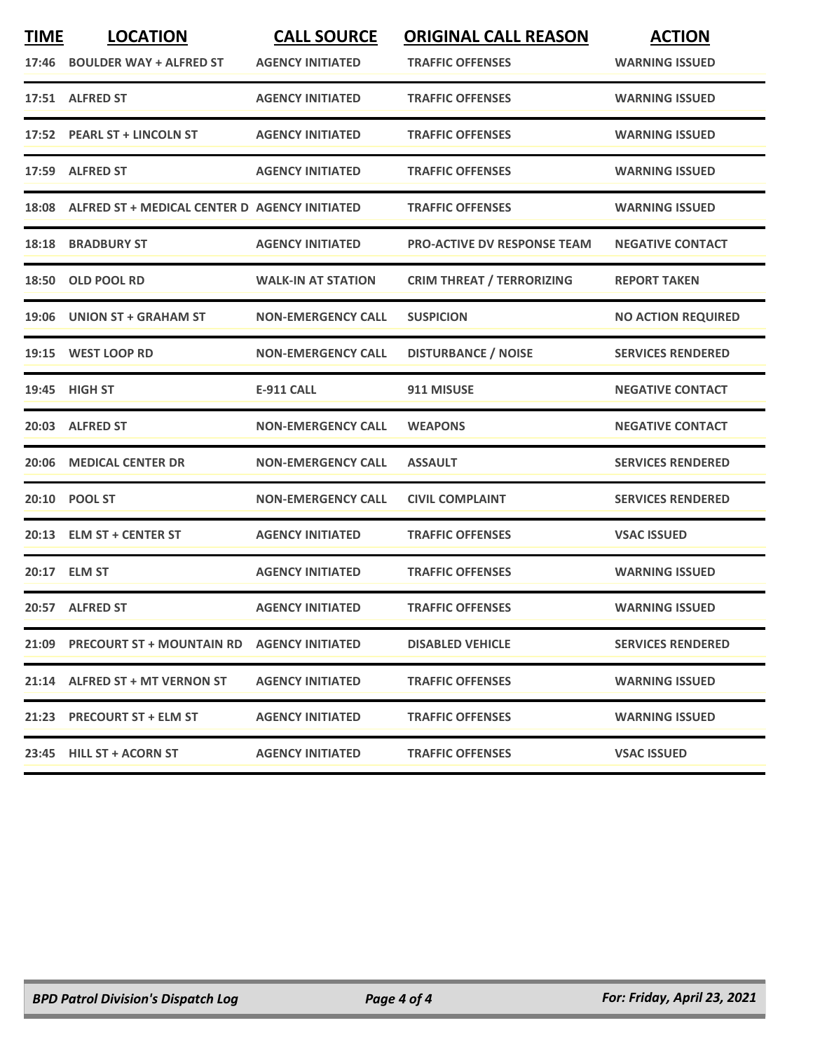| TIME | LOCATION | CALL SOURCE | ORIGINAL CALL REASON | ACTION |
|---|---|---|---|---|
| 17:46 | BOULDER WAY + ALFRED ST | AGENCY INITIATED | TRAFFIC OFFENSES | WARNING ISSUED |
| 17:51 | ALFRED ST | AGENCY INITIATED | TRAFFIC OFFENSES | WARNING ISSUED |
| 17:52 | PEARL ST + LINCOLN ST | AGENCY INITIATED | TRAFFIC OFFENSES | WARNING ISSUED |
| 17:59 | ALFRED ST | AGENCY INITIATED | TRAFFIC OFFENSES | WARNING ISSUED |
| 18:08 | ALFRED ST + MEDICAL CENTER D | AGENCY INITIATED | TRAFFIC OFFENSES | WARNING ISSUED |
| 18:18 | BRADBURY ST | AGENCY INITIATED | PRO-ACTIVE DV RESPONSE TEAM | NEGATIVE CONTACT |
| 18:50 | OLD POOL RD | WALK-IN AT STATION | CRIM THREAT / TERRORIZING | REPORT TAKEN |
| 19:06 | UNION ST + GRAHAM ST | NON-EMERGENCY CALL | SUSPICION | NO ACTION REQUIRED |
| 19:15 | WEST LOOP RD | NON-EMERGENCY CALL | DISTURBANCE / NOISE | SERVICES RENDERED |
| 19:45 | HIGH ST | E-911 CALL | 911 MISUSE | NEGATIVE CONTACT |
| 20:03 | ALFRED ST | NON-EMERGENCY CALL | WEAPONS | NEGATIVE CONTACT |
| 20:06 | MEDICAL CENTER DR | NON-EMERGENCY CALL | ASSAULT | SERVICES RENDERED |
| 20:10 | POOL ST | NON-EMERGENCY CALL | CIVIL COMPLAINT | SERVICES RENDERED |
| 20:13 | ELM ST + CENTER ST | AGENCY INITIATED | TRAFFIC OFFENSES | VSAC ISSUED |
| 20:17 | ELM ST | AGENCY INITIATED | TRAFFIC OFFENSES | WARNING ISSUED |
| 20:57 | ALFRED ST | AGENCY INITIATED | TRAFFIC OFFENSES | WARNING ISSUED |
| 21:09 | PRECOURT ST + MOUNTAIN RD | AGENCY INITIATED | DISABLED VEHICLE | SERVICES RENDERED |
| 21:14 | ALFRED ST + MT VERNON ST | AGENCY INITIATED | TRAFFIC OFFENSES | WARNING ISSUED |
| 21:23 | PRECOURT ST + ELM ST | AGENCY INITIATED | TRAFFIC OFFENSES | WARNING ISSUED |
| 23:45 | HILL ST + ACORN ST | AGENCY INITIATED | TRAFFIC OFFENSES | VSAC ISSUED |